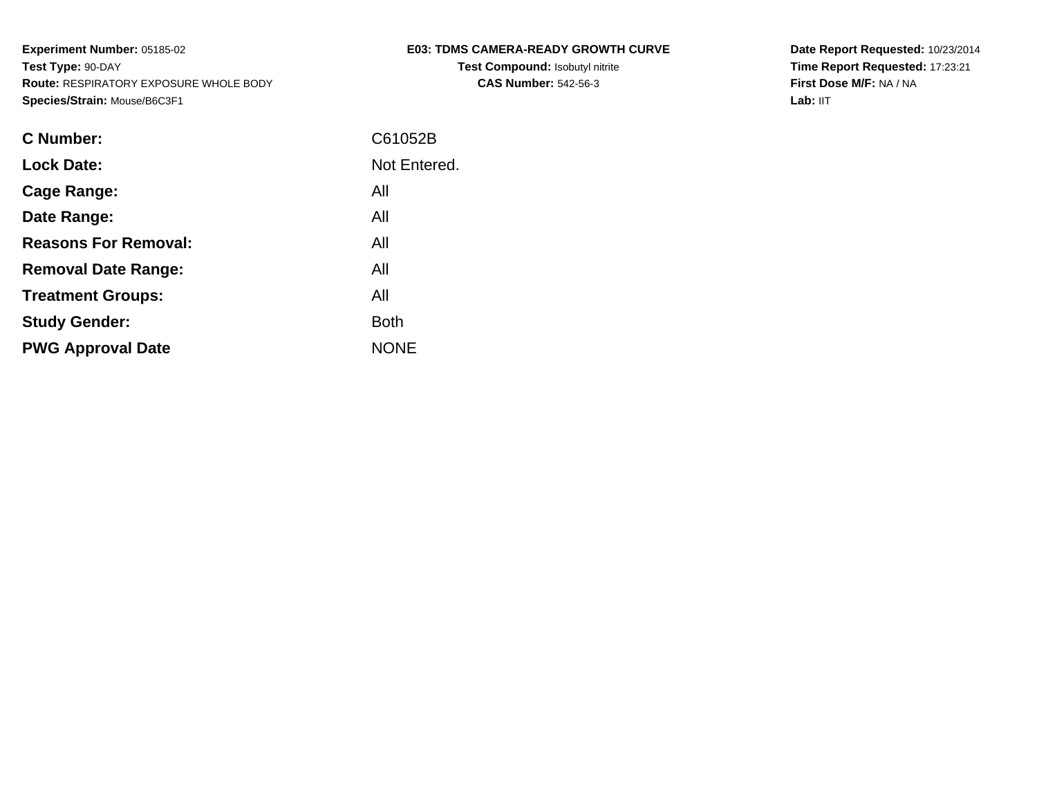**Experiment Number:** 05185-02
**Test Type:** 90-DAY
**Route:** RESPIRATORY EXPOSURE WHOLE BODY
**Species/Strain:** Mouse/B6C3F1

**E03: TDMS CAMERA-READY GROWTH CURVE**
**Test Compound:** Isobutyl nitrite
**CAS Number:** 542-56-3

**Date Report Requested:** 10/23/2014
**Time Report Requested:** 17:23:21
**First Dose M/F:** NA / NA
**Lab:** IIT

| | |
|---|---|
| **C Number:** | C61052B |
| **Lock Date:** | Not Entered. |
| **Cage Range:** | All |
| **Date Range:** | All |
| **Reasons For Removal:** | All |
| **Removal Date Range:** | All |
| **Treatment Groups:** | All |
| **Study Gender:** | Both |
| **PWG Approval Date** | NONE |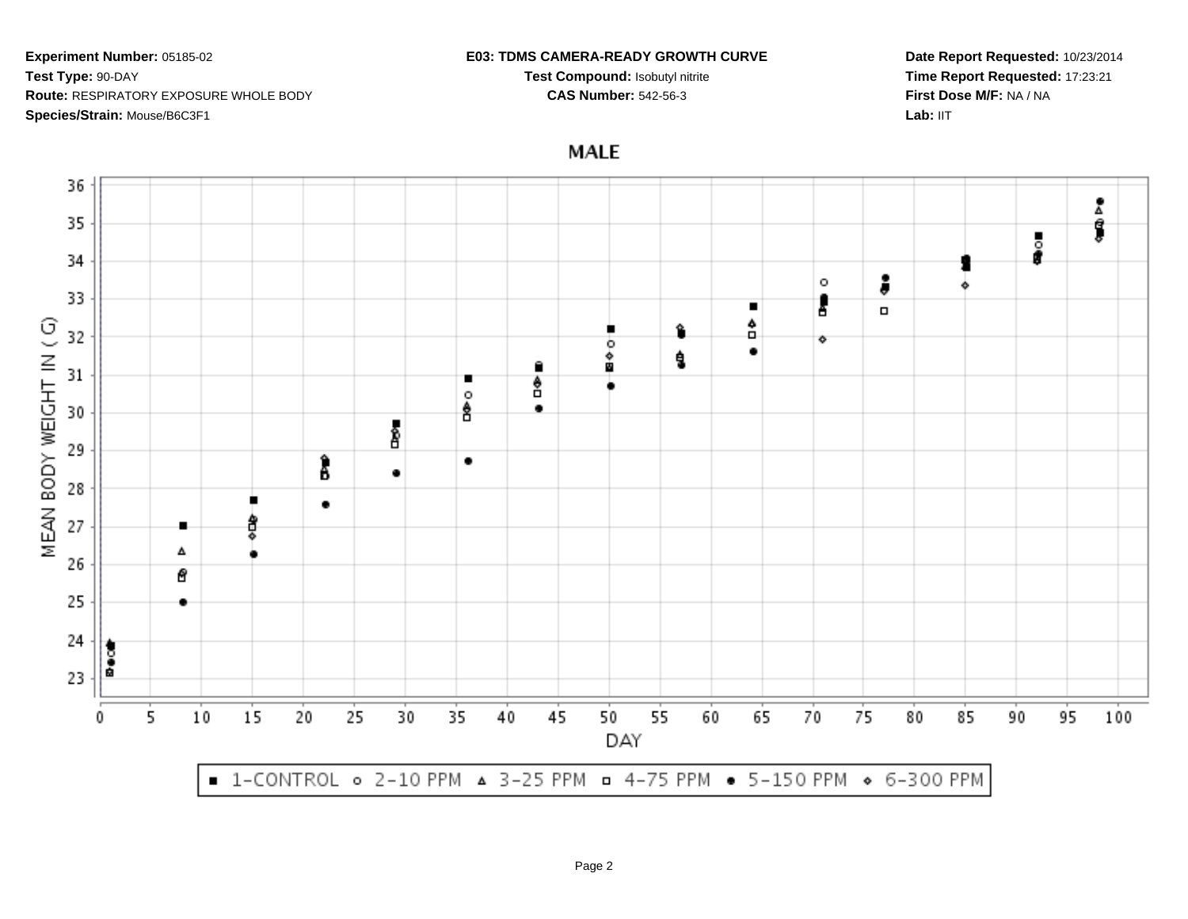**Experiment Number:** 05185-02
**Test Type:** 90-DAY
**Route:** RESPIRATORY EXPOSURE WHOLE BODY
**Species/Strain:** Mouse/B6C3F1

**E03: TDMS CAMERA-READY GROWTH CURVE**
**Test Compound:** Isobutyl nitrite
**CAS Number:** 542-56-3

**Date Report Requested:** 10/23/2014
**Time Report Requested:** 17:23:21
**First Dose M/F:** NA / NA
**Lab:** IIT

## MALE

MEAN BODY WEIGHT IN ( G)

DAY

■ 1-CONTROL ○ 2-10 PPM △ 3-25 PPM □ 4-75 PPM ● 5-150 PPM ◇ 6-300 PPM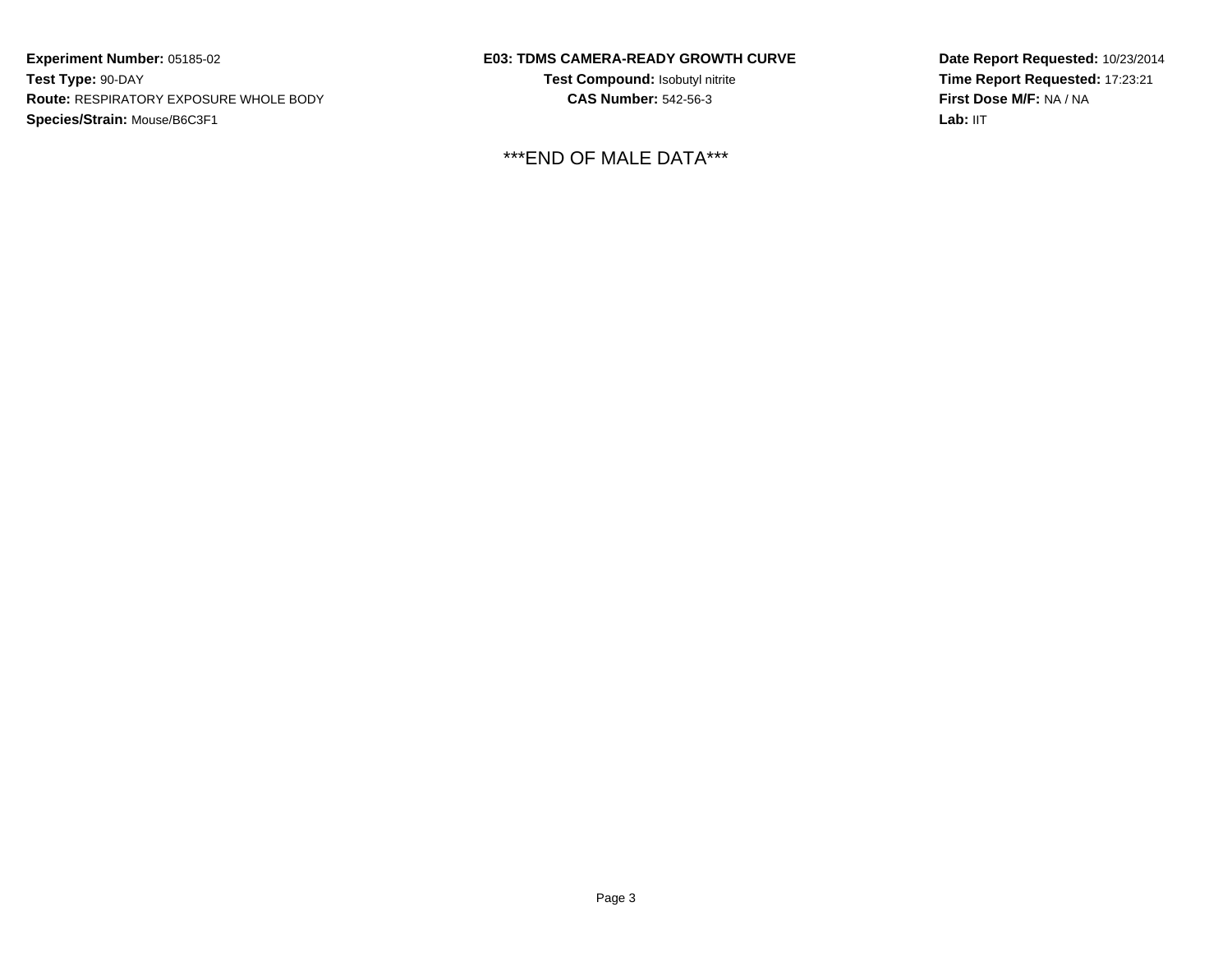**Experiment Number:** 05185-02
**Test Type:** 90-DAY
**Route:** RESPIRATORY EXPOSURE WHOLE BODY
**Species/Strain:** Mouse/B6C3F1

**E03: TDMS CAMERA-READY GROWTH CURVE**
**Test Compound:** Isobutyl nitrite
**CAS Number:** 542-56-3

**Date Report Requested:** 10/23/2014
**Time Report Requested:** 17:23:21
**First Dose M/F:** NA / NA
**Lab:** IIT

***END OF MALE DATA***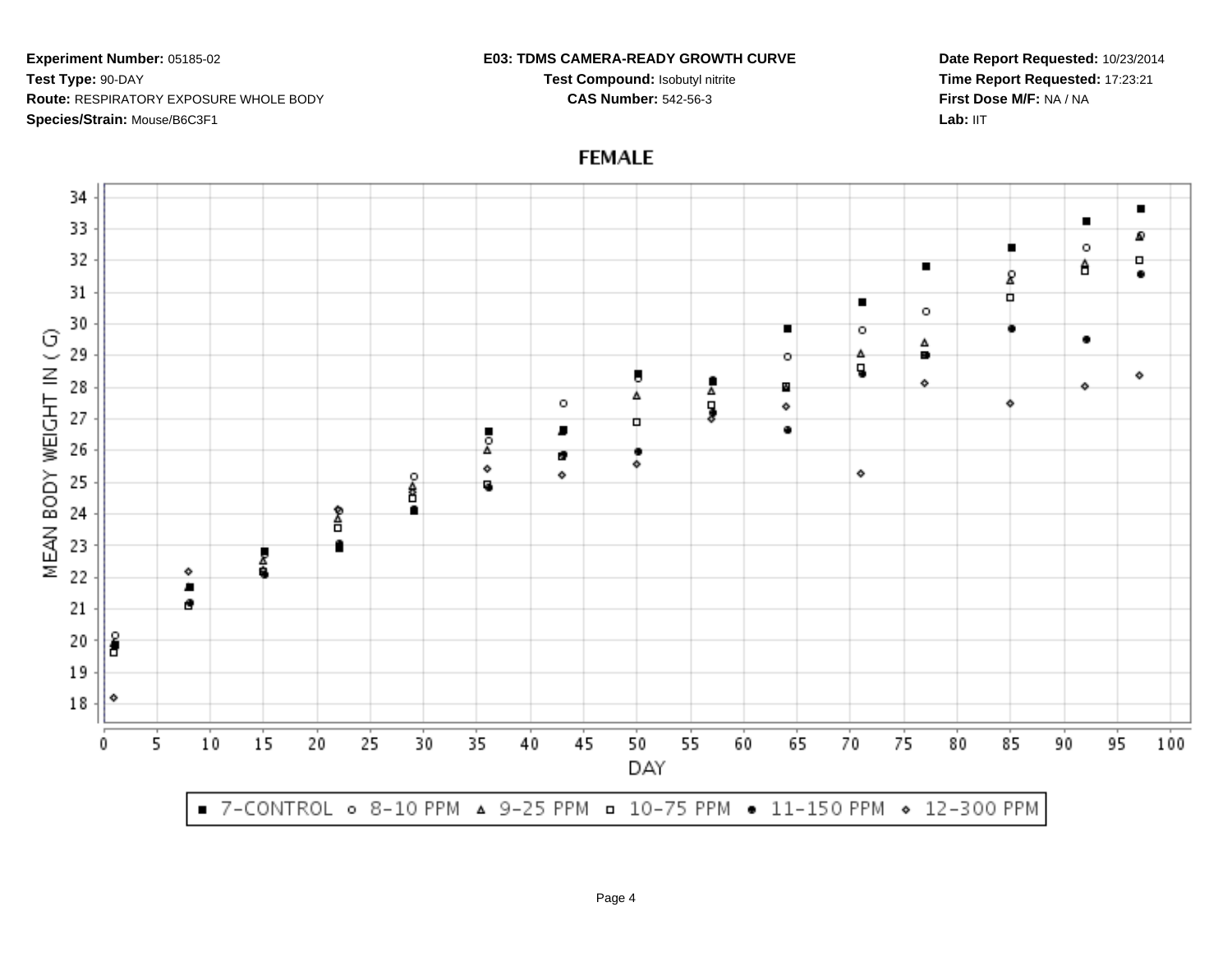**Experiment Number:** 05185-02
**Test Type:** 90-DAY
**Route:** RESPIRATORY EXPOSURE WHOLE BODY
**Species/Strain:** Mouse/B6C3F1

**E03: TDMS CAMERA-READY GROWTH CURVE**
**Test Compound:** Isobutyl nitrite
**CAS Number:** 542-56-3

**Date Report Requested:** 10/23/2014
**Time Report Requested:** 17:23:21
**First Dose M/F:** NA / NA
**Lab:** IIT

**FEMALE**

MEAN BODY WEIGHT IN ( G)

DAY

■ 7-CONTROL ○ 8-10 PPM △ 9-25 PPM □ 10-75 PPM ● 11-150 PPM ◇ 12-300 PPM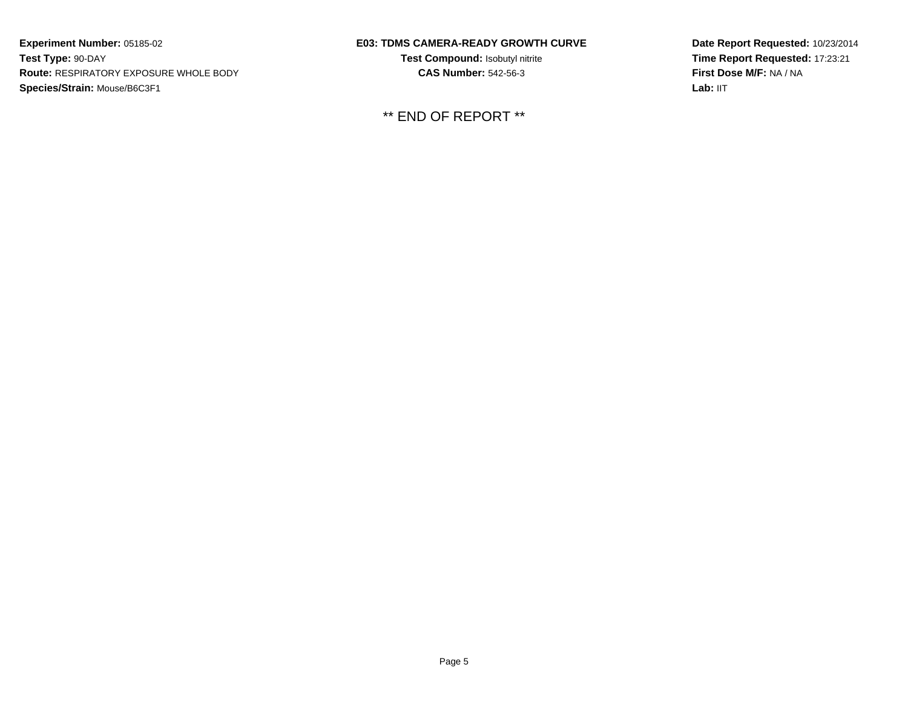**Experiment Number:** 05185-02
**Test Type:** 90-DAY
**Route:** RESPIRATORY EXPOSURE WHOLE BODY
**Species/Strain:** Mouse/B6C3F1

**E03: TDMS CAMERA-READY GROWTH CURVE**
**Test Compound:** Isobutyl nitrite
**CAS Number:** 542-56-3

**Date Report Requested:** 10/23/2014
**Time Report Requested:** 17:23:21
**First Dose M/F:** NA / NA
**Lab:** IIT

** END OF REPORT **